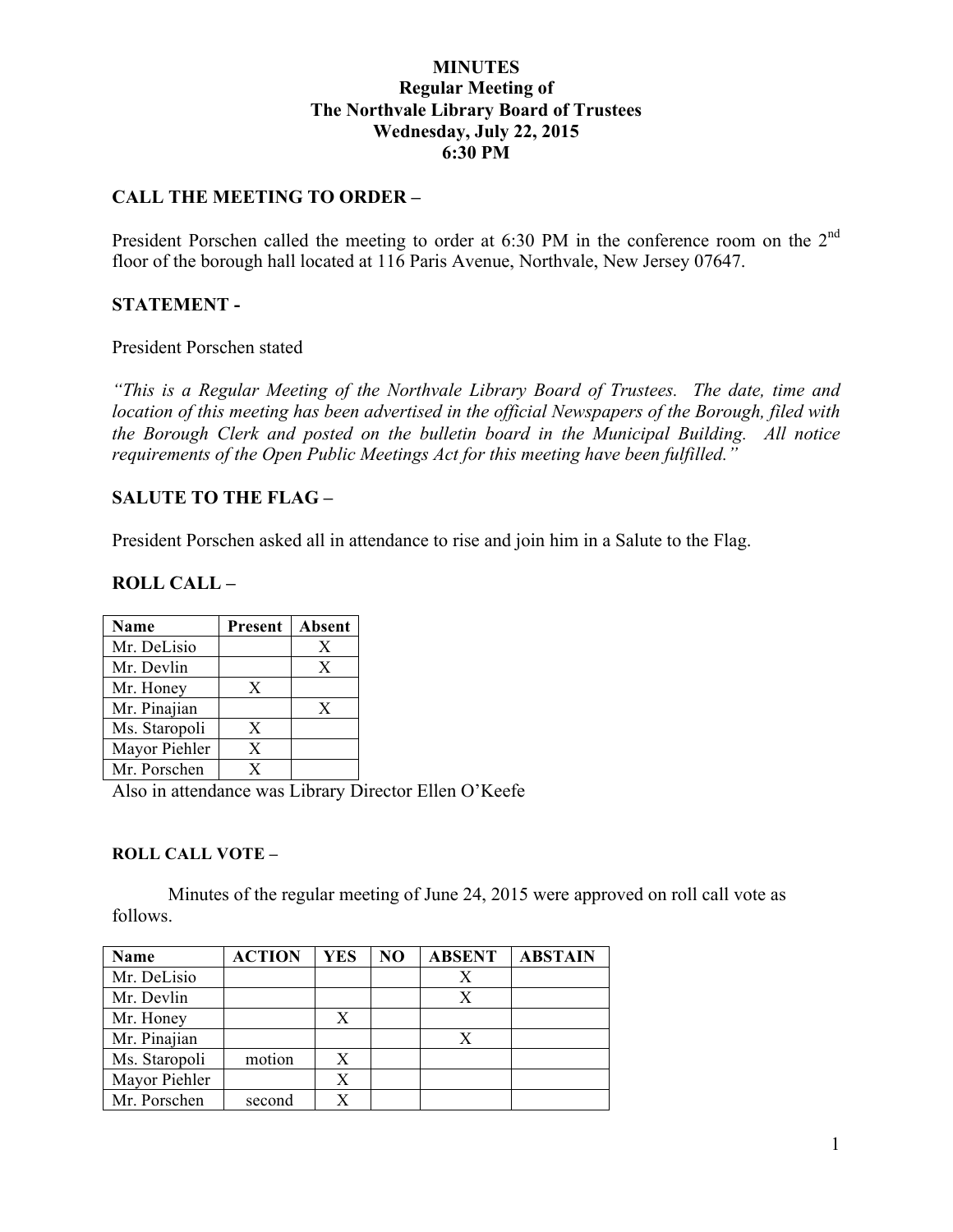# MINUTES
## Regular Meeting of
## The Northvale Library Board of Trustees
## Wednesday, July 22, 2015
## 6:30 PM

### CALL THE MEETING TO ORDER –

President Porschen called the meeting to order at 6:30 PM in the conference room on the 2nd floor of the borough hall located at 116 Paris Avenue, Northvale, New Jersey 07647.

### STATEMENT -

President Porschen stated

*"This is a Regular Meeting of the Northvale Library Board of Trustees. The date, time and location of this meeting has been advertised in the official Newspapers of the Borough, filed with the Borough Clerk and posted on the bulletin board in the Municipal Building. All notice requirements of the Open Public Meetings Act for this meeting have been fulfilled."*

### SALUTE TO THE FLAG –

President Porschen asked all in attendance to rise and join him in a Salute to the Flag.

### ROLL CALL –

| Name | Present | Absent |
|---|---|---|
| Mr. DeLisio | | X |
| Mr. Devlin | | X |
| Mr. Honey | X | |
| Mr. Pinajian | | X |
| Ms. Staropoli | X | |
| Mayor Piehler | X | |
| Mr. Porschen | X | |

Also in attendance was Library Director Ellen O'Keefe

#### ROLL CALL VOTE –

Minutes of the regular meeting of June 24, 2015 were approved on roll call vote as follows.

| Name | ACTION | YES | NO | ABSENT | ABSTAIN |
|---|---|---|---|---|---|
| Mr. DeLisio | | | | X | |
| Mr. Devlin | | | | X | |
| Mr. Honey | | X | | | |
| Mr. Pinajian | | | | X | |
| Ms. Staropoli | motion | X | | | |
| Mayor Piehler | | X | | | |
| Mr. Porschen | second | X | | | |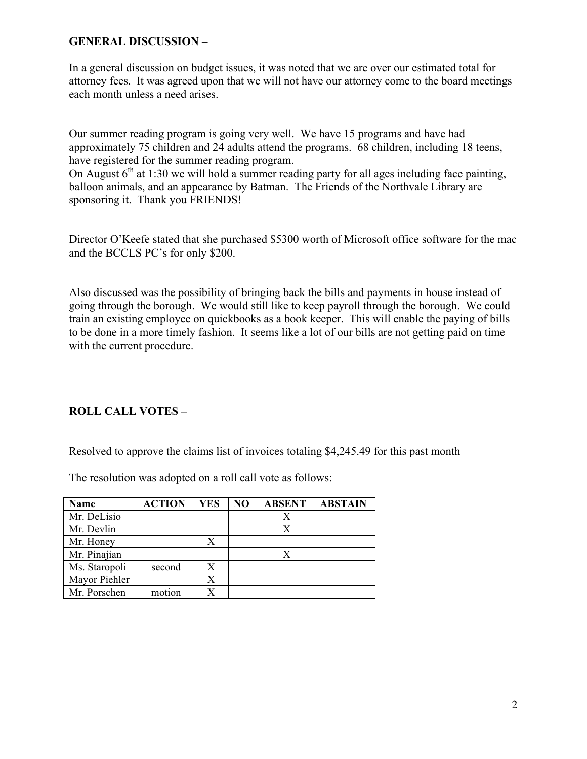**GENERAL DISCUSSION –**

In a general discussion on budget issues, it was noted that we are over our estimated total for attorney fees. It was agreed upon that we will not have our attorney come to the board meetings each month unless a need arises.

Our summer reading program is going very well. We have 15 programs and have had approximately 75 children and 24 adults attend the programs. 68 children, including 18 teens, have registered for the summer reading program.
On August 6th at 1:30 we will hold a summer reading party for all ages including face painting, balloon animals, and an appearance by Batman. The Friends of the Northvale Library are sponsoring it. Thank you FRIENDS!

Director O'Keefe stated that she purchased $5300 worth of Microsoft office software for the mac and the BCCLS PC's for only $200.

Also discussed was the possibility of bringing back the bills and payments in house instead of going through the borough. We would still like to keep payroll through the borough. We could train an existing employee on quickbooks as a book keeper. This will enable the paying of bills to be done in a more timely fashion. It seems like a lot of our bills are not getting paid on time with the current procedure.

**ROLL CALL VOTES –**

Resolved to approve the claims list of invoices totaling $4,245.49 for this past month

The resolution was adopted on a roll call vote as follows:

| Name | ACTION | YES | NO | ABSENT | ABSTAIN |
|---|---|---|---|---|---|
| Mr. DeLisio | | | | X | |
| Mr. Devlin | | | | X | |
| Mr. Honey | | X | | | |
| Mr. Pinajian | | | | X | |
| Ms. Staropoli | second | X | | | |
| Mayor Piehler | | X | | | |
| Mr. Porschen | motion | X | | | |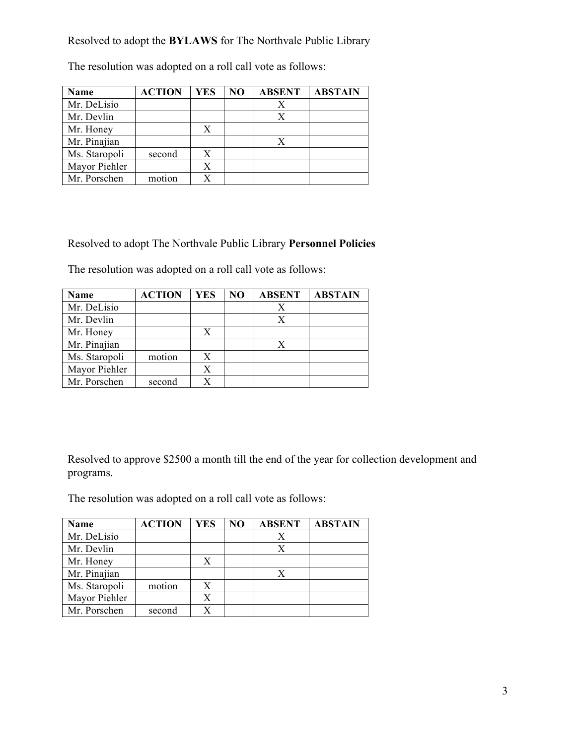Resolved to adopt the **BYLAWS** for The Northvale Public Library

The resolution was adopted on a roll call vote as follows:

| Name | ACTION | YES | NO | ABSENT | ABSTAIN |
|---|---|---|---|---|---|
| Mr. DeLisio | | | | X | |
| Mr. Devlin | | | | X | |
| Mr. Honey | | X | | | |
| Mr. Pinajian | | | | X | |
| Ms. Staropoli | second | X | | | |
| Mayor Piehler | | X | | | |
| Mr. Porschen | motion | X | | | |

Resolved to adopt The Northvale Public Library **Personnel Policies**

The resolution was adopted on a roll call vote as follows:

| Name | ACTION | YES | NO | ABSENT | ABSTAIN |
|---|---|---|---|---|---|
| Mr. DeLisio | | | | X | |
| Mr. Devlin | | | | X | |
| Mr. Honey | | X | | | |
| Mr. Pinajian | | | | X | |
| Ms. Staropoli | motion | X | | | |
| Mayor Piehler | | X | | | |
| Mr. Porschen | second | X | | | |

Resolved to approve $2500 a month till the end of the year for collection development and programs.

The resolution was adopted on a roll call vote as follows:

| Name | ACTION | YES | NO | ABSENT | ABSTAIN |
|---|---|---|---|---|---|
| Mr. DeLisio | | | | X | |
| Mr. Devlin | | | | X | |
| Mr. Honey | | X | | | |
| Mr. Pinajian | | | | X | |
| Ms. Staropoli | motion | X | | | |
| Mayor Piehler | | X | | | |
| Mr. Porschen | second | X | | | |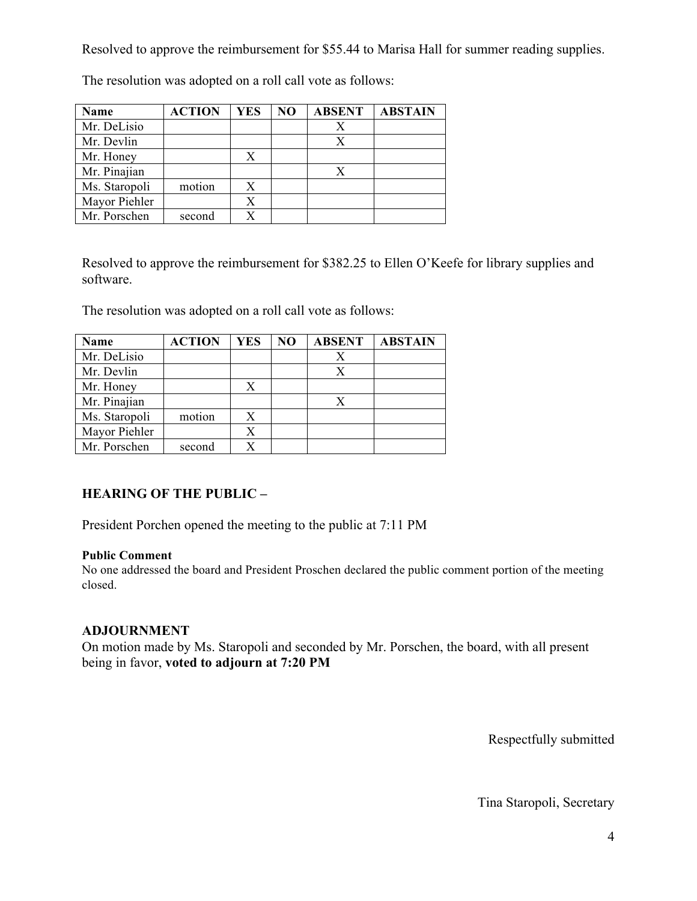Resolved to approve the reimbursement for $55.44 to Marisa Hall for summer reading supplies.

The resolution was adopted on a roll call vote as follows:

| Name | ACTION | YES | NO | ABSENT | ABSTAIN |
| --- | --- | --- | --- | --- | --- |
| Mr. DeLisio | | | | X | |
| Mr. Devlin | | | | X | |
| Mr. Honey | | X | | | |
| Mr. Pinajian | | | | X | |
| Ms. Staropoli | motion | X | | | |
| Mayor Piehler | | X | | | |
| Mr. Porschen | second | X | | | |

Resolved to approve the reimbursement for $382.25 to Ellen O'Keefe for library supplies and software.

The resolution was adopted on a roll call vote as follows:

| Name | ACTION | YES | NO | ABSENT | ABSTAIN |
| --- | --- | --- | --- | --- | --- |
| Mr. DeLisio | | | | X | |
| Mr. Devlin | | | | X | |
| Mr. Honey | | X | | | |
| Mr. Pinajian | | | | X | |
| Ms. Staropoli | motion | X | | | |
| Mayor Piehler | | X | | | |
| Mr. Porschen | second | X | | | |

## HEARING OF THE PUBLIC –

President Porchen opened the meeting to the public at 7:11 PM

**Public Comment**

No one addressed the board and President Proschen declared the public comment portion of the meeting closed.

## ADJOURNMENT

On motion made by Ms. Staropoli and seconded by Mr. Porschen, the board, with all present being in favor, **voted to adjourn at 7:20 PM**

Respectfully submitted

Tina Staropoli, Secretary